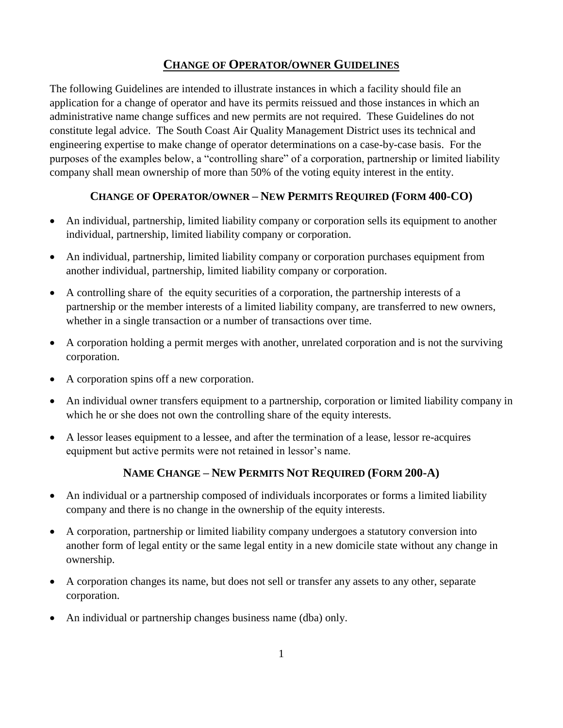# CHANGE OF OPERATOR/OWNER GUIDELINES

The following Guidelines are intended to illustrate instances in which a facility should file an application for a change of operator and have its permits reissued and those instances in which an administrative name change suffices and new permits are not required. These Guidelines do not constitute legal advice. The South Coast Air Quality Management District uses its technical and engineering expertise to make change of operator determinations on a case-by-case basis. For the purposes of the examples below, a "controlling share" of a corporation, partnership or limited liability company shall mean ownership of more than 50% of the voting equity interest in the entity.

## CHANGE OF OPERATOR/OWNER – NEW PERMITS REQUIRED (FORM 400-CO)

- An individual, partnership, limited liability company or corporation sells its equipment to another individual, partnership, limited liability company or corporation.
- An individual, partnership, limited liability company or corporation purchases equipment from another individual, partnership, limited liability company or corporation.
- A controlling share of the equity securities of a corporation, the partnership interests of a partnership or the member interests of a limited liability company, are transferred to new owners, whether in a single transaction or a number of transactions over time.
- A corporation holding a permit merges with another, unrelated corporation and is not the surviving corporation.
- A corporation spins off a new corporation.
- An individual owner transfers equipment to a partnership, corporation or limited liability company in which he or she does not own the controlling share of the equity interests.
- A lessor leases equipment to a lessee, and after the termination of a lease, lessor re-acquires equipment but active permits were not retained in lessor's name.

## NAME CHANGE – NEW PERMITS NOT REQUIRED (FORM 200-A)

- An individual or a partnership composed of individuals incorporates or forms a limited liability company and there is no change in the ownership of the equity interests.
- A corporation, partnership or limited liability company undergoes a statutory conversion into another form of legal entity or the same legal entity in a new domicile state without any change in ownership.
- A corporation changes its name, but does not sell or transfer any assets to any other, separate corporation.
- An individual or partnership changes business name (dba) only.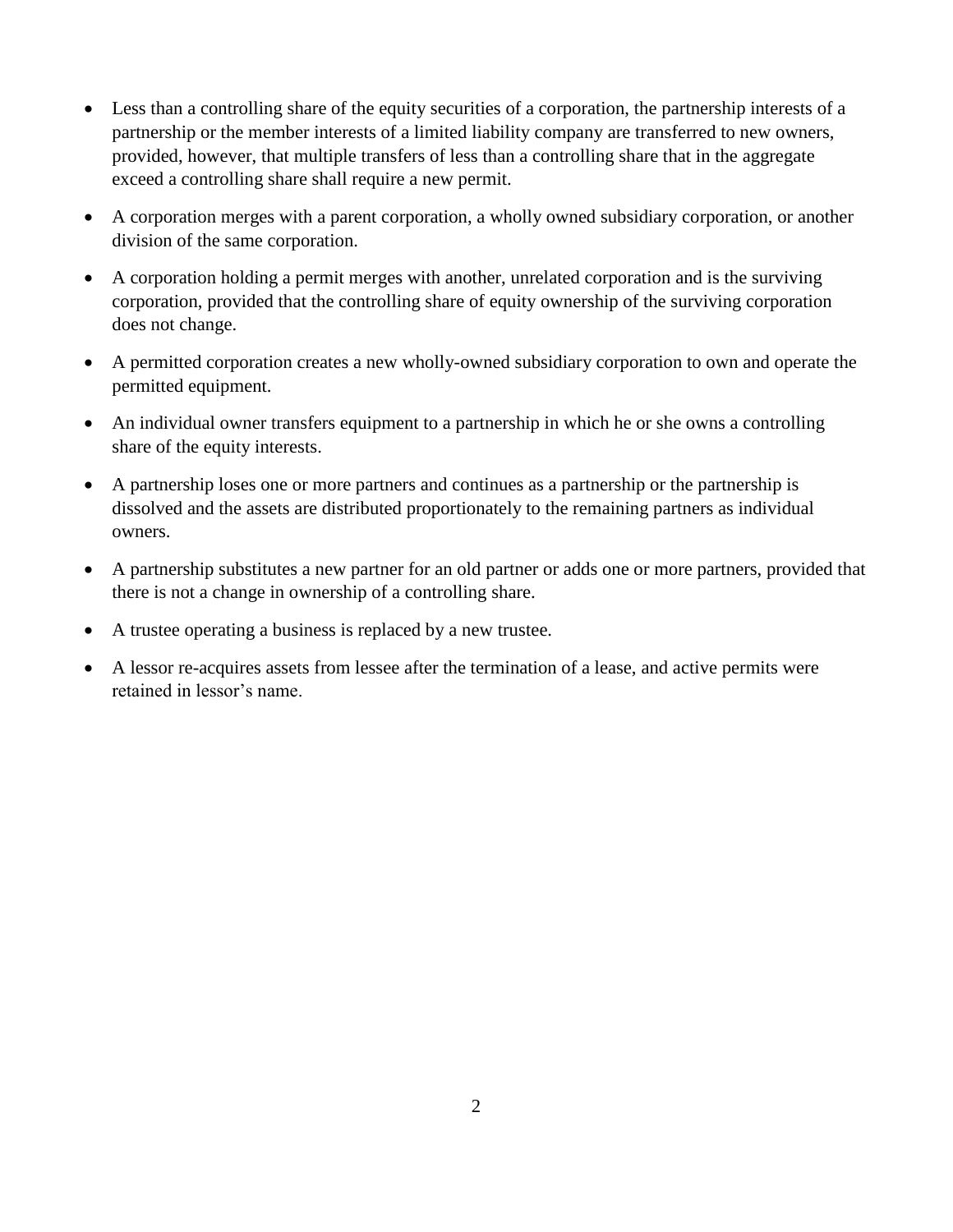- Less than a controlling share of the equity securities of a corporation, the partnership interests of a partnership or the member interests of a limited liability company are transferred to new owners, provided, however, that multiple transfers of less than a controlling share that in the aggregate exceed a controlling share shall require a new permit.
- A corporation merges with a parent corporation, a wholly owned subsidiary corporation, or another division of the same corporation.
- A corporation holding a permit merges with another, unrelated corporation and is the surviving corporation, provided that the controlling share of equity ownership of the surviving corporation does not change.
- A permitted corporation creates a new wholly-owned subsidiary corporation to own and operate the permitted equipment.
- An individual owner transfers equipment to a partnership in which he or she owns a controlling share of the equity interests.
- A partnership loses one or more partners and continues as a partnership or the partnership is dissolved and the assets are distributed proportionately to the remaining partners as individual owners.
- A partnership substitutes a new partner for an old partner or adds one or more partners, provided that there is not a change in ownership of a controlling share.
- A trustee operating a business is replaced by a new trustee.
- A lessor re-acquires assets from lessee after the termination of a lease, and active permits were retained in lessor's name.